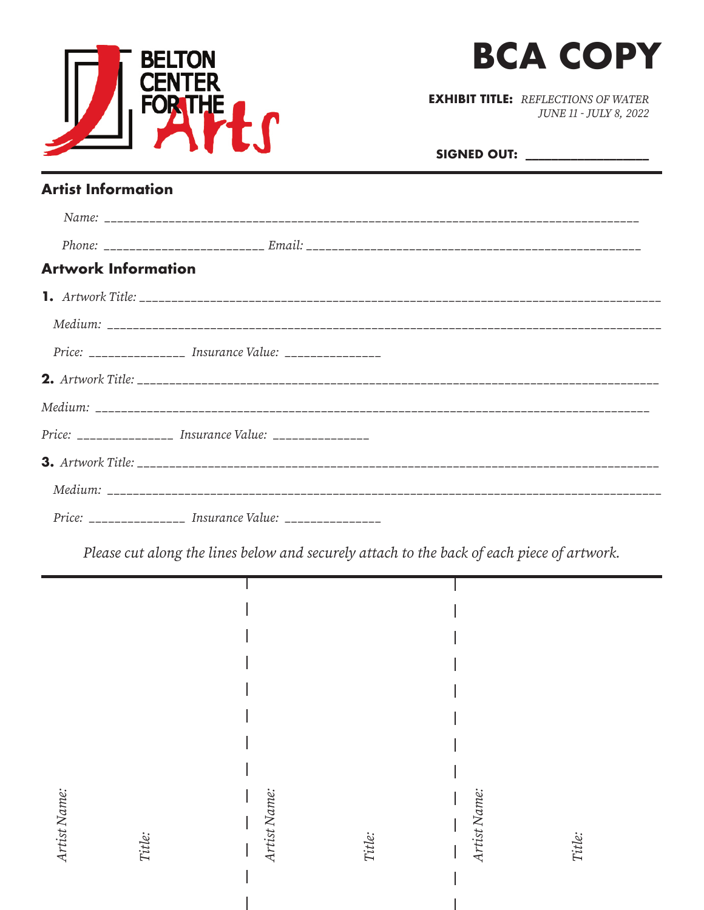BELTON CENTER FOR THE Arts

# BCA COPY

**EXHIBIT TITLE:** *REFLECTIONS OF WATER*
*JUNE 11 - JULY 8, 2022*

**SIGNED OUT:** ________________

## Artist Information

*Name:* ______________________________________________________________________________

*Phone:* ________________________ *Email:* __________________________________________________

## Artwork Information

**1.** *Artwork Title:* __________________________________________________________________________

*Medium:* ______________________________________________________________________________

*Price:* ______________ *Insurance Value:* ______________

**2.** *Artwork Title:* __________________________________________________________________________

*Medium:* ______________________________________________________________________________

*Price:* ______________ *Insurance Value:* ______________

**3.** *Artwork Title:* __________________________________________________________________________

*Medium:* ______________________________________________________________________________

*Price:* ______________ *Insurance Value:* ______________

*Please cut along the lines below and securely attach to the back of each piece of artwork.*

*Artist Name:*

*Title:*

*Artist Name:*

*Title:*

*Artist Name:*

*Title:*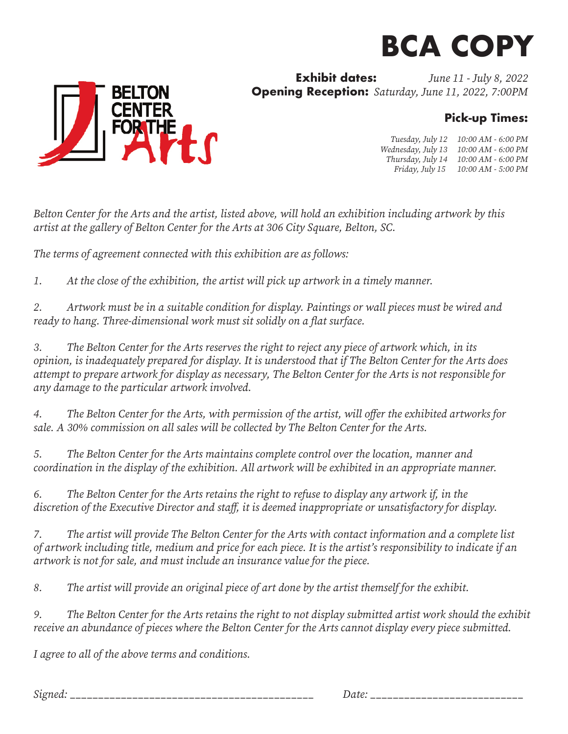# BCA COPY

BELTON CENTER FOR THE Arts

**Exhibit dates:** *June 11 - July 8, 2022*
**Opening Reception:** *Saturday, June 11, 2022, 7:00PM*

**Pick-up Times:**

*Tuesday, July 12 10:00 AM - 6:00 PM*
*Wednesday, July 13 10:00 AM - 6:00 PM*
*Thursday, July 14 10:00 AM - 6:00 PM*
*Friday, July 15 10:00 AM - 5:00 PM*

*Belton Center for the Arts and the artist, listed above, will hold an exhibition including artwork by this artist at the gallery of Belton Center for the Arts at 306 City Square, Belton, SC.*

*The terms of agreement connected with this exhibition are as follows:*

*1. At the close of the exhibition, the artist will pick up artwork in a timely manner.*

*2. Artwork must be in a suitable condition for display. Paintings or wall pieces must be wired and ready to hang. Three-dimensional work must sit solidly on a flat surface.*

*3. The Belton Center for the Arts reserves the right to reject any piece of artwork which, in its opinion, is inadequately prepared for display. It is understood that if The Belton Center for the Arts does attempt to prepare artwork for display as necessary, The Belton Center for the Arts is not responsible for any damage to the particular artwork involved.*

*4. The Belton Center for the Arts, with permission of the artist, will offer the exhibited artworks for sale. A 30% commission on all sales will be collected by The Belton Center for the Arts.*

*5. The Belton Center for the Arts maintains complete control over the location, manner and coordination in the display of the exhibition. All artwork will be exhibited in an appropriate manner.*

*6. The Belton Center for the Arts retains the right to refuse to display any artwork if, in the discretion of the Executive Director and staff, it is deemed inappropriate or unsatisfactory for display.*

*7. The artist will provide The Belton Center for the Arts with contact information and a complete list of artwork including title, medium and price for each piece. It is the artist's responsibility to indicate if an artwork is not for sale, and must include an insurance value for the piece.*

*8. The artist will provide an original piece of art done by the artist themself for the exhibit.*

*9. The Belton Center for the Arts retains the right to not display submitted artist work should the exhibit receive an abundance of pieces where the Belton Center for the Arts cannot display every piece submitted.*

*I agree to all of the above terms and conditions.*

*Signed:* ___________________________________________ *Date:* ___________________________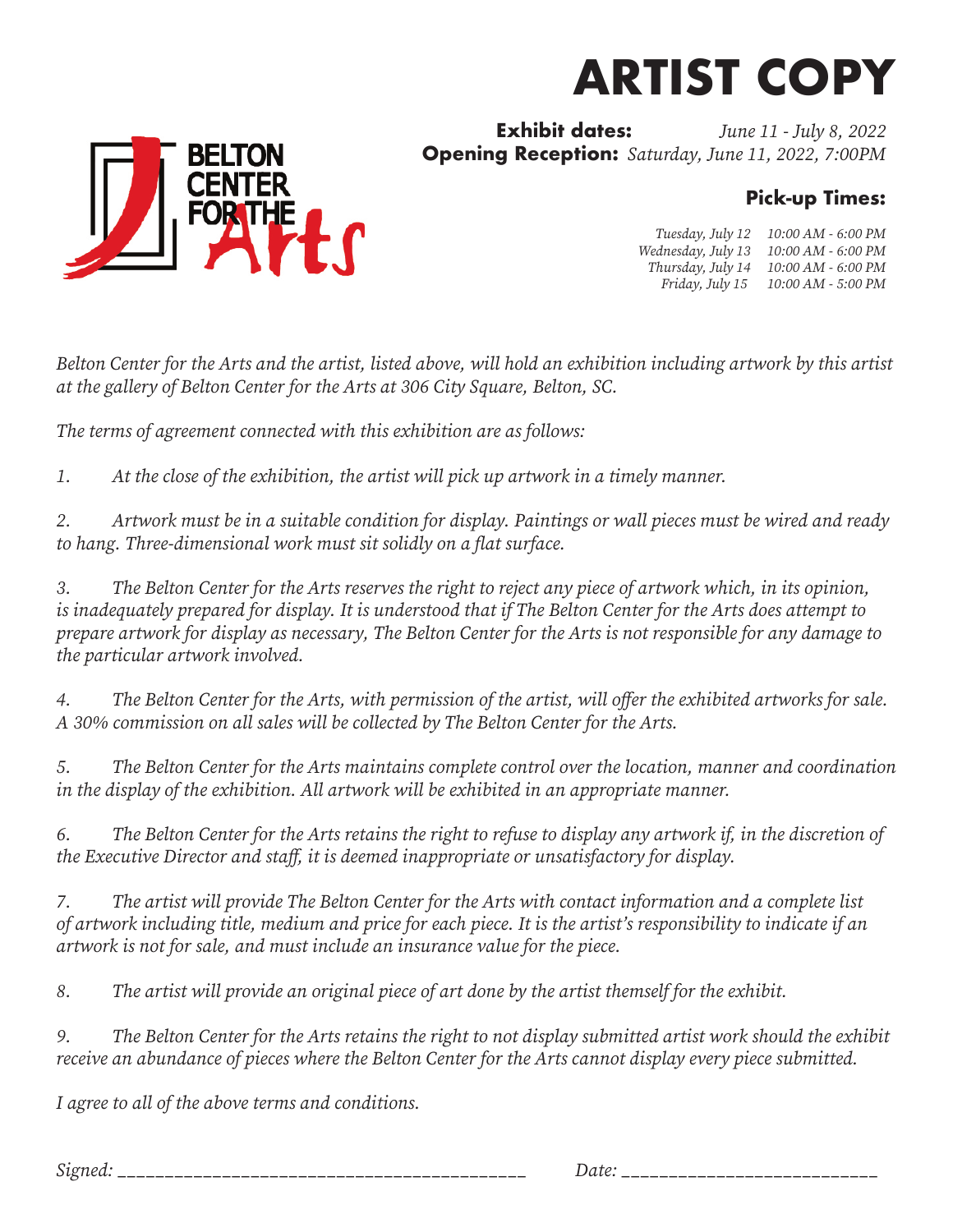# ARTIST COPY

BELTON CENTER FOR THE Arts

**Exhibit dates:** *June 11 - July 8, 2022*
**Opening Reception:** *Saturday, June 11, 2022, 7:00PM*

## Pick-up Times:

| | |
|---|---|
| *Tuesday, July 12* | *10:00 AM - 6:00 PM* |
| *Wednesday, July 13* | *10:00 AM - 6:00 PM* |
| *Thursday, July 14* | *10:00 AM - 6:00 PM* |
| *Friday, July 15* | *10:00 AM - 5:00 PM* |

*Belton Center for the Arts and the artist, listed above, will hold an exhibition including artwork by this artist at the gallery of Belton Center for the Arts at 306 City Square, Belton, SC.*

*The terms of agreement connected with this exhibition are as follows:*

1. *At the close of the exhibition, the artist will pick up artwork in a timely manner.*

2. *Artwork must be in a suitable condition for display. Paintings or wall pieces must be wired and ready to hang. Three-dimensional work must sit solidly on a flat surface.*

3. *The Belton Center for the Arts reserves the right to reject any piece of artwork which, in its opinion, is inadequately prepared for display. It is understood that if The Belton Center for the Arts does attempt to prepare artwork for display as necessary, The Belton Center for the Arts is not responsible for any damage to the particular artwork involved.*

4. *The Belton Center for the Arts, with permission of the artist, will offer the exhibited artworks for sale. A 30% commission on all sales will be collected by The Belton Center for the Arts.*

5. *The Belton Center for the Arts maintains complete control over the location, manner and coordination in the display of the exhibition. All artwork will be exhibited in an appropriate manner.*

6. *The Belton Center for the Arts retains the right to refuse to display any artwork if, in the discretion of the Executive Director and staff, it is deemed inappropriate or unsatisfactory for display.*

7. *The artist will provide The Belton Center for the Arts with contact information and a complete list of artwork including title, medium and price for each piece. It is the artist's responsibility to indicate if an artwork is not for sale, and must include an insurance value for the piece.*

8. *The artist will provide an original piece of art done by the artist themself for the exhibit.*

9. *The Belton Center for the Arts retains the right to not display submitted artist work should the exhibit receive an abundance of pieces where the Belton Center for the Arts cannot display every piece submitted.*

*I agree to all of the above terms and conditions.*

*Signed:* ______________________________________  *Date:* _________________________